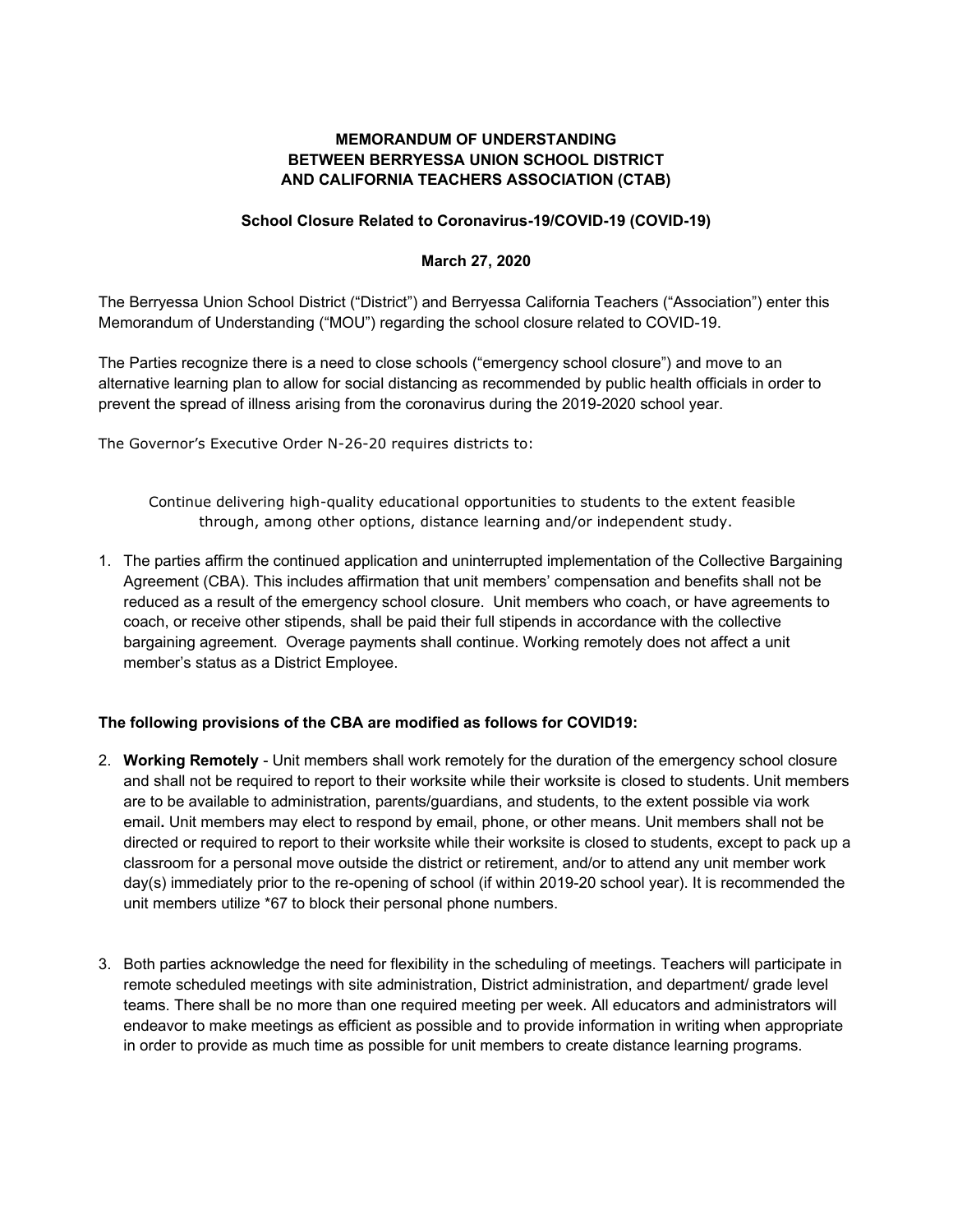**MEMORANDUM OF UNDERSTANDING**
**BETWEEN BERRYESSA UNION SCHOOL DISTRICT**
**AND CALIFORNIA TEACHERS ASSOCIATION (CTAB)**

**School Closure Related to Coronavirus-19/COVID-19 (COVID-19)**

**March 27, 2020**

The Berryessa Union School District ("District") and Berryessa California Teachers ("Association") enter this Memorandum of Understanding ("MOU") regarding the school closure related to COVID-19.

The Parties recognize there is a need to close schools ("emergency school closure") and move to an alternative learning plan to allow for social distancing as recommended by public health officials in order to prevent the spread of illness arising from the coronavirus during the 2019-2020 school year.

The Governor's Executive Order N-26-20 requires districts to:

> Continue delivering high-quality educational opportunities to students to the extent feasible through, among other options, distance learning and/or independent study.

1. The parties affirm the continued application and uninterrupted implementation of the Collective Bargaining Agreement (CBA). This includes affirmation that unit members' compensation and benefits shall not be reduced as a result of the emergency school closure. Unit members who coach, or have agreements to coach, or receive other stipends, shall be paid their full stipends in accordance with the collective bargaining agreement. Overage payments shall continue. Working remotely does not affect a unit member's status as a District Employee.

**The following provisions of the CBA are modified as follows for COVID19:**

2. **Working Remotely** - Unit members shall work remotely for the duration of the emergency school closure and shall not be required to report to their worksite while their worksite is closed to students. Unit members are to be available to administration, parents/guardians, and students, to the extent possible via work email**.** Unit members may elect to respond by email, phone, or other means. Unit members shall not be directed or required to report to their worksite while their worksite is closed to students, except to pack up a classroom for a personal move outside the district or retirement, and/or to attend any unit member work day(s) immediately prior to the re-opening of school (if within 2019-20 school year). It is recommended the unit members utilize *67 to block their personal phone numbers.

3. Both parties acknowledge the need for flexibility in the scheduling of meetings. Teachers will participate in remote scheduled meetings with site administration, District administration, and department/ grade level teams. There shall be no more than one required meeting per week. All educators and administrators will endeavor to make meetings as efficient as possible and to provide information in writing when appropriate in order to provide as much time as possible for unit members to create distance learning programs.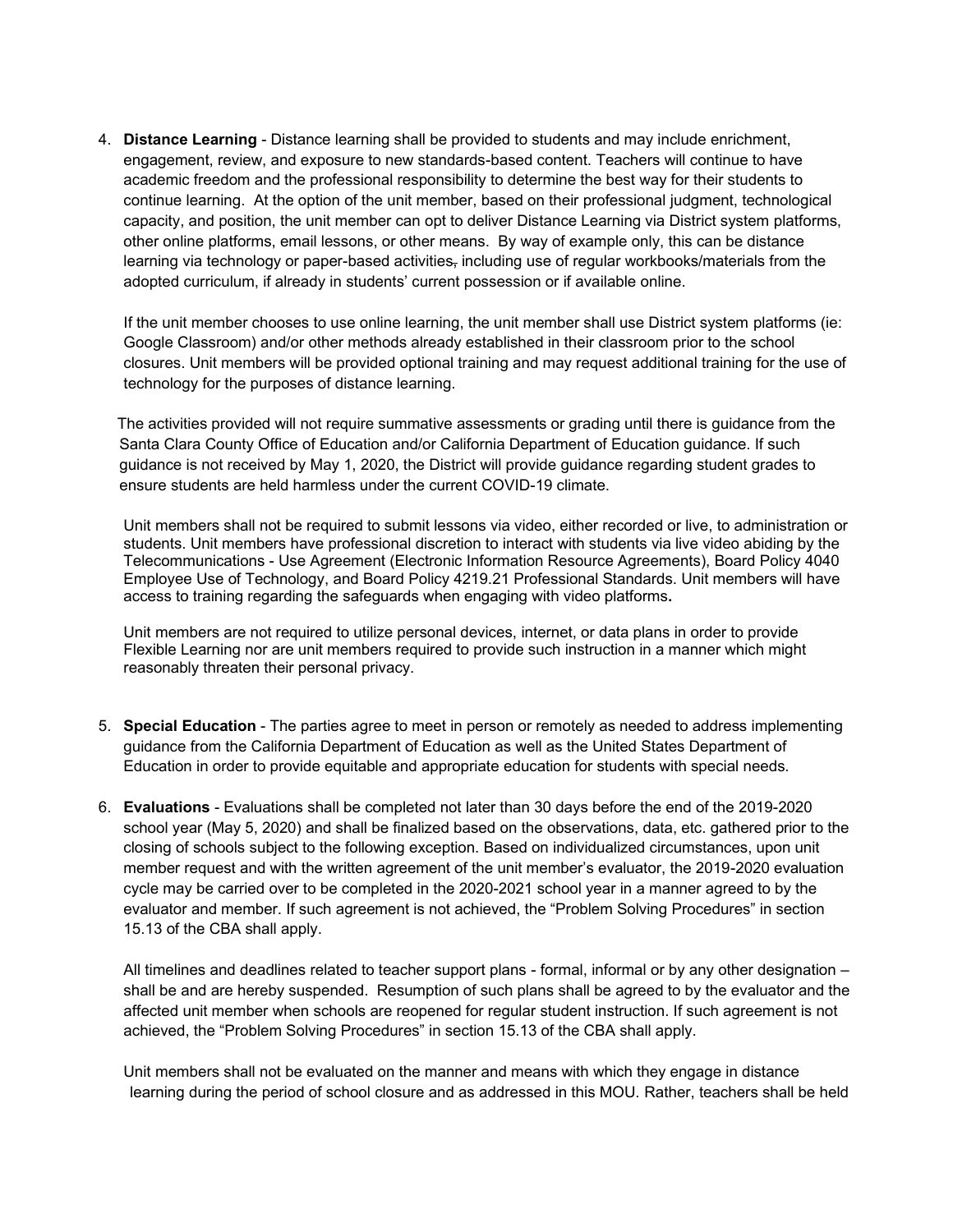4. **Distance Learning** - Distance learning shall be provided to students and may include enrichment, engagement, review, and exposure to new standards-based content. Teachers will continue to have academic freedom and the professional responsibility to determine the best way for their students to continue learning. At the option of the unit member, based on their professional judgment, technological capacity, and position, the unit member can opt to deliver Distance Learning via District system platforms, other online platforms, email lessons, or other means. By way of example only, this can be distance learning via technology or paper-based activities~~,~~ including use of regular workbooks/materials from the adopted curriculum, if already in students' current possession or if available online.

   If the unit member chooses to use online learning, the unit member shall use District system platforms (ie: Google Classroom) and/or other methods already established in their classroom prior to the school closures. Unit members will be provided optional training and may request additional training for the use of technology for the purposes of distance learning.

   The activities provided will not require summative assessments or grading until there is guidance from the Santa Clara County Office of Education and/or California Department of Education guidance. If such guidance is not received by May 1, 2020, the District will provide guidance regarding student grades to ensure students are held harmless under the current COVID-19 climate.

   Unit members shall not be required to submit lessons via video, either recorded or live, to administration or students. Unit members have professional discretion to interact with students via live video abiding by the Telecommunications - Use Agreement (Electronic Information Resource Agreements), Board Policy 4040 Employee Use of Technology, and Board Policy 4219.21 Professional Standards. Unit members will have access to training regarding the safeguards when engaging with video platforms.

   Unit members are not required to utilize personal devices, internet, or data plans in order to provide Flexible Learning nor are unit members required to provide such instruction in a manner which might reasonably threaten their personal privacy.

5. **Special Education** - The parties agree to meet in person or remotely as needed to address implementing guidance from the California Department of Education as well as the United States Department of Education in order to provide equitable and appropriate education for students with special needs.

6. **Evaluations** - Evaluations shall be completed not later than 30 days before the end of the 2019-2020 school year (May 5, 2020) and shall be finalized based on the observations, data, etc. gathered prior to the closing of schools subject to the following exception. Based on individualized circumstances, upon unit member request and with the written agreement of the unit member's evaluator, the 2019-2020 evaluation cycle may be carried over to be completed in the 2020-2021 school year in a manner agreed to by the evaluator and member. If such agreement is not achieved, the "Problem Solving Procedures" in section 15.13 of the CBA shall apply.

   All timelines and deadlines related to teacher support plans - formal, informal or by any other designation – shall be and are hereby suspended. Resumption of such plans shall be agreed to by the evaluator and the affected unit member when schools are reopened for regular student instruction. If such agreement is not achieved, the "Problem Solving Procedures" in section 15.13 of the CBA shall apply.

   Unit members shall not be evaluated on the manner and means with which they engage in distance learning during the period of school closure and as addressed in this MOU. Rather, teachers shall be held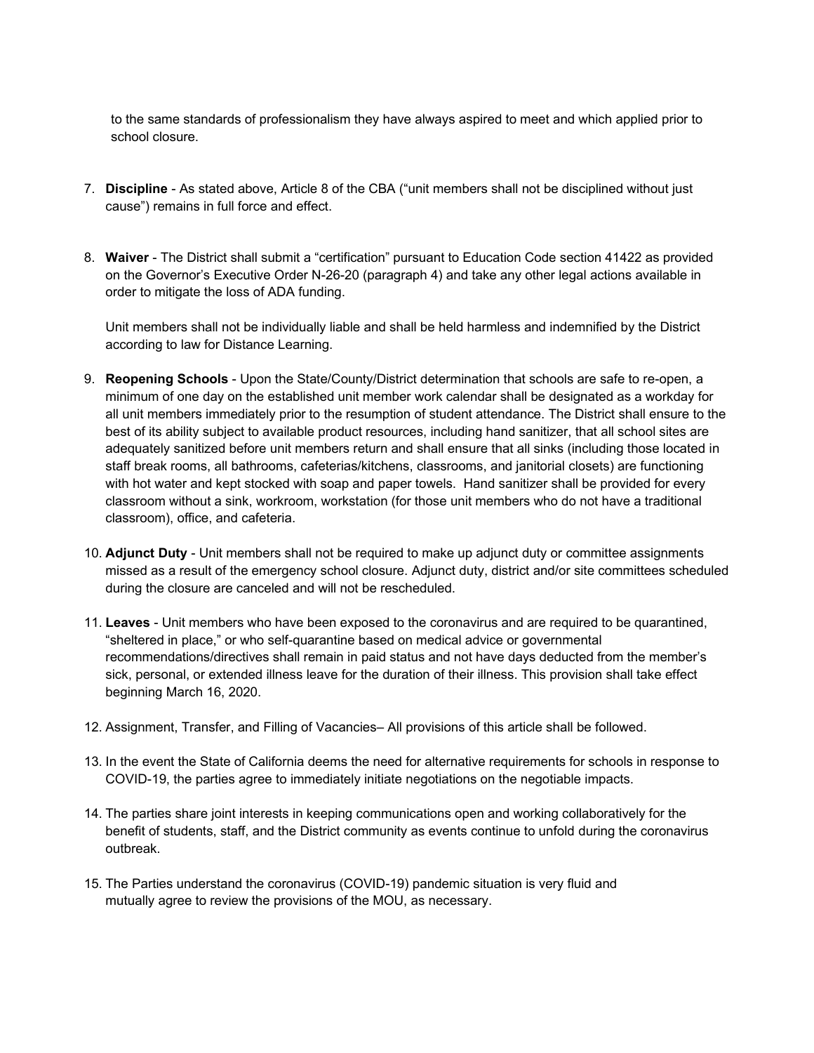to the same standards of professionalism they have always aspired to meet and which applied prior to school closure.

7. **Discipline** - As stated above, Article 8 of the CBA ("unit members shall not be disciplined without just cause") remains in full force and effect.

8. **Waiver** - The District shall submit a "certification" pursuant to Education Code section 41422 as provided on the Governor's Executive Order N-26-20 (paragraph 4) and take any other legal actions available in order to mitigate the loss of ADA funding.

   Unit members shall not be individually liable and shall be held harmless and indemnified by the District according to law for Distance Learning.

9. **Reopening Schools** - Upon the State/County/District determination that schools are safe to re-open, a minimum of one day on the established unit member work calendar shall be designated as a workday for all unit members immediately prior to the resumption of student attendance. The District shall ensure to the best of its ability subject to available product resources, including hand sanitizer, that all school sites are adequately sanitized before unit members return and shall ensure that all sinks (including those located in staff break rooms, all bathrooms, cafeterias/kitchens, classrooms, and janitorial closets) are functioning with hot water and kept stocked with soap and paper towels. Hand sanitizer shall be provided for every classroom without a sink, workroom, workstation (for those unit members who do not have a traditional classroom), office, and cafeteria.

10. **Adjunct Duty** - Unit members shall not be required to make up adjunct duty or committee assignments missed as a result of the emergency school closure. Adjunct duty, district and/or site committees scheduled during the closure are canceled and will not be rescheduled.

11. **Leaves** - Unit members who have been exposed to the coronavirus and are required to be quarantined, "sheltered in place," or who self-quarantine based on medical advice or governmental recommendations/directives shall remain in paid status and not have days deducted from the member's sick, personal, or extended illness leave for the duration of their illness. This provision shall take effect beginning March 16, 2020.

12. Assignment, Transfer, and Filling of Vacancies– All provisions of this article shall be followed.

13. In the event the State of California deems the need for alternative requirements for schools in response to COVID-19, the parties agree to immediately initiate negotiations on the negotiable impacts.

14. The parties share joint interests in keeping communications open and working collaboratively for the benefit of students, staff, and the District community as events continue to unfold during the coronavirus outbreak.

15. The Parties understand the coronavirus (COVID-19) pandemic situation is very fluid and mutually agree to review the provisions of the MOU, as necessary.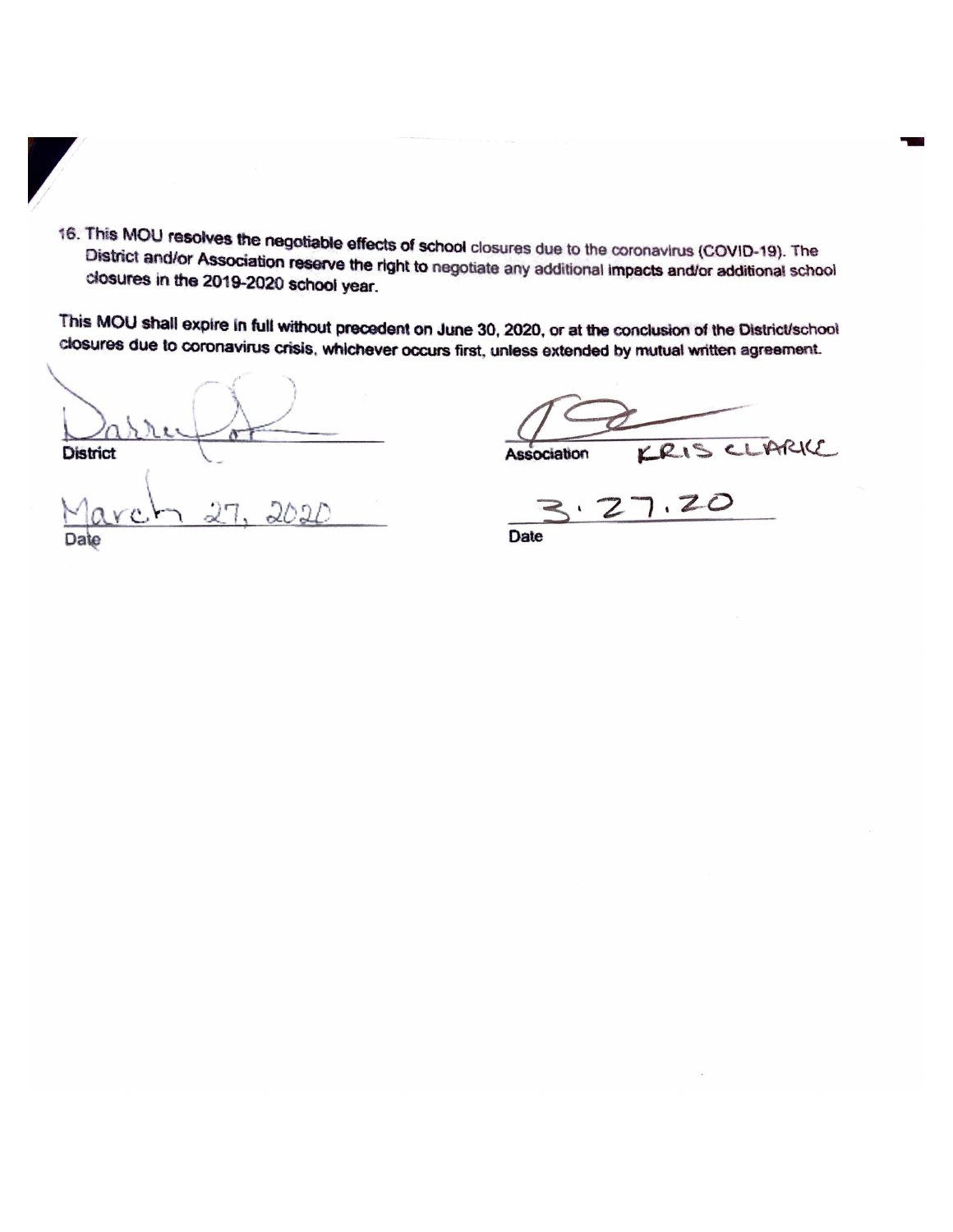16. This MOU resolves the negotiable effects of school closures due to the coronavirus (COVID-19). The District and/or Association reserve the right to negotiate any additional impacts and/or additional school closures in the 2019-2020 school year.

This MOU shall expire in full without precedent on June 30, 2020, or at the conclusion of the District/school closures due to coronavirus crisis, whichever occurs first, unless extended by mutual written agreement.

| | |
|---|---|
| District | Association KRIS CLARKE |
| March 27, 2020 | 3.27.20 |
| Date | Date |